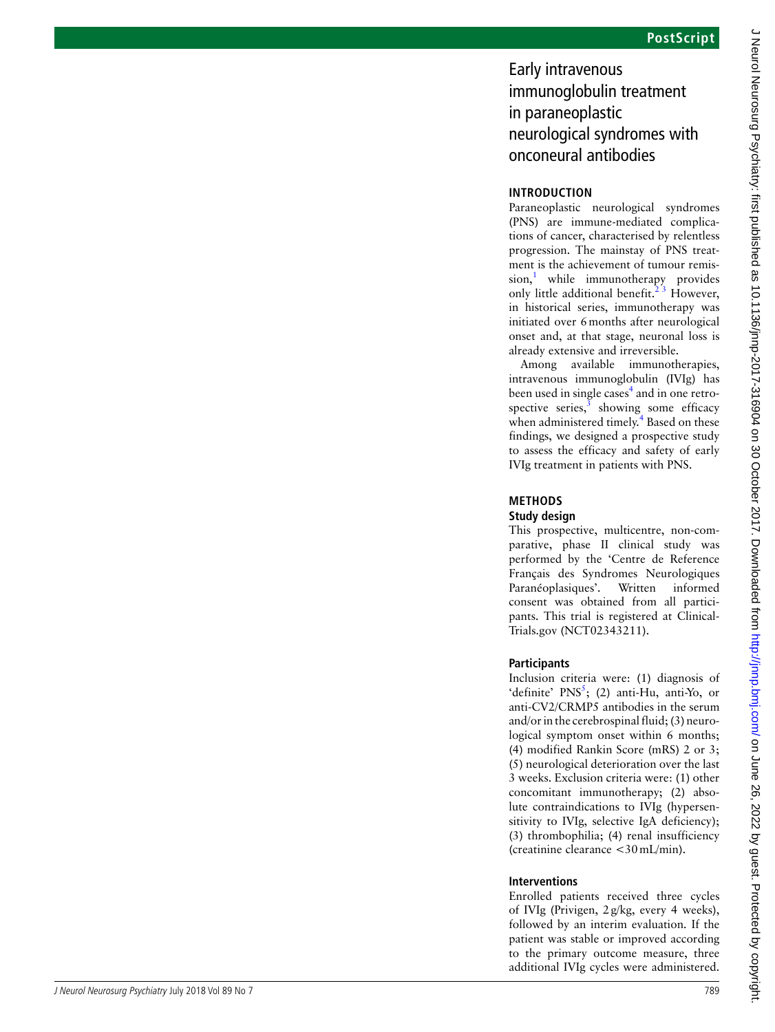# Early intravenous immunoglobulin treatment in paraneoplastic neurological syndromes with onconeural antibodies

## INTRODUCTION

Paraneoplastic neurological syndromes (PNS) are immune-mediated complications of cancer, characterised by relentless progression. The mainstay of PNS treatment is the achievement of tumour remission,[1] while immunotherapy provides only little additional benefit.[2 3] However, in historical series, immunotherapy was initiated over 6 months after neurological onset and, at that stage, neuronal loss is already extensive and irreversible.

Among available immunotherapies, intravenous immunoglobulin (IVIg) has been used in single cases[4] and in one retrospective series,[3] showing some efficacy when administered timely.[4] Based on these findings, we designed a prospective study to assess the efficacy and safety of early IVIg treatment in patients with PNS.

## METHODS

### Study design

This prospective, multicentre, non-comparative, phase II clinical study was performed by the 'Centre de Reference Français des Syndromes Neurologiques Paranéoplasiques'. Written informed consent was obtained from all participants. This trial is registered at ClinicalTrials.gov (NCT02343211).

### Participants

Inclusion criteria were: (1) diagnosis of 'definite' PNS[5]; (2) anti-Hu, anti-Yo, or anti-CV2/CRMP5 antibodies in the serum and/or in the cerebrospinal fluid; (3) neurological symptom onset within 6 months; (4) modified Rankin Score (mRS) 2 or 3; (5) neurological deterioration over the last 3 weeks. Exclusion criteria were: (1) other concomitant immunotherapy; (2) absolute contraindications to IVIg (hypersensitivity to IVIg, selective IgA deficiency); (3) thrombophilia; (4) renal insufficiency (creatinine clearance <30 mL/min).

### Interventions

Enrolled patients received three cycles of IVIg (Privigen, 2 g/kg, every 4 weeks), followed by an interim evaluation. If the patient was stable or improved according to the primary outcome measure, three additional IVIg cycles were administered.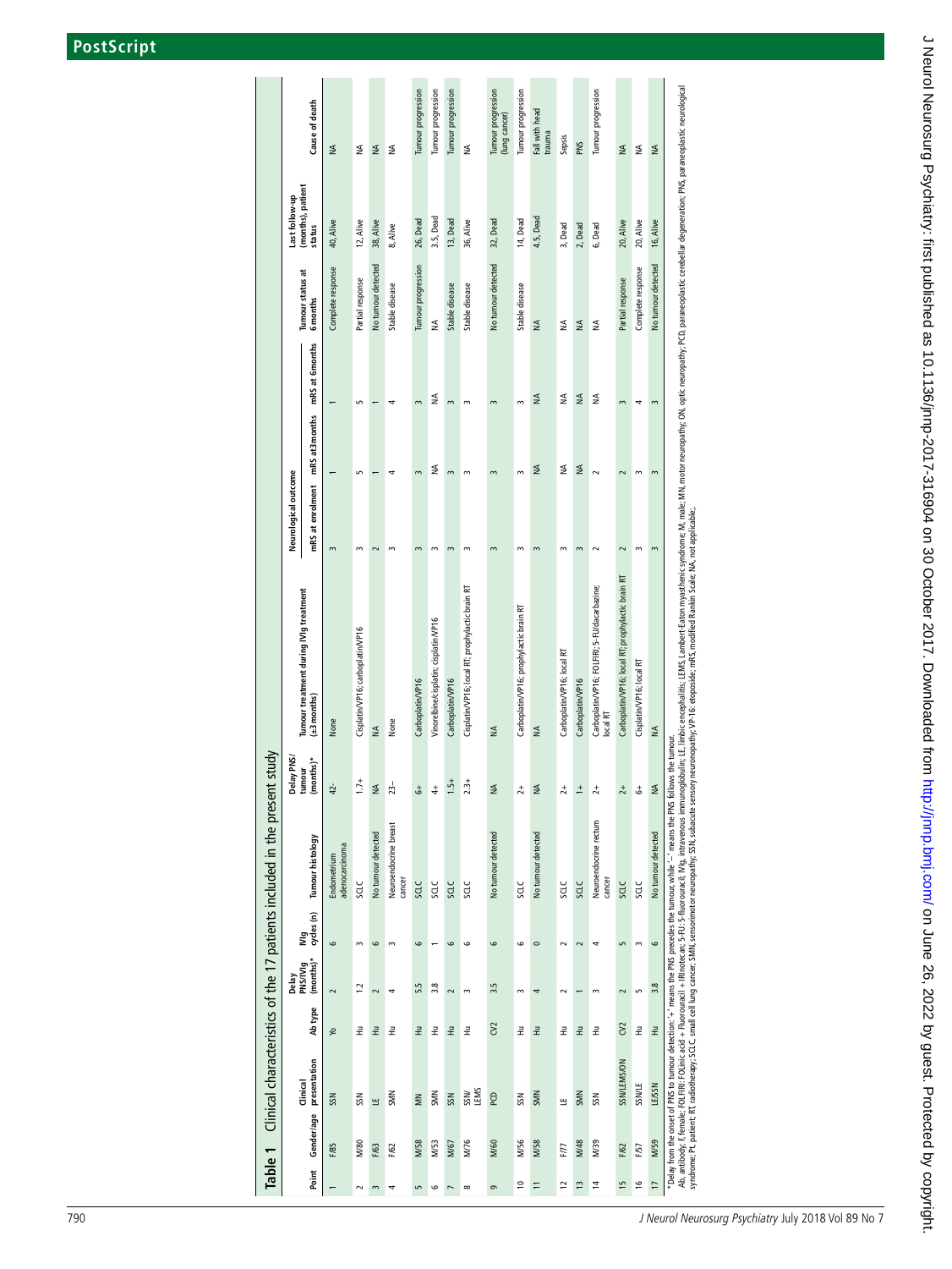**Table 1** Clinical characteristics of the 17 patients included in the present study

| Point | Gender/age | Clinical presentation | Ab type | Delay PNS/IVIg (months)* | IVIg cycles (n) | Tumour histology | Delay PNS/tumour (months)* | Tumour treatment during IVIg treatment (±3 months) | Neurological outcome | | | Tumour status at 6 months | Last follow-up (months), patient status | Cause of death |
|---|---|---|---|---|---|---|---|---|---|---|---|---|---|---|
| | | | | | | | | | mRS at enrolment | mRS at3months | mRS at 6months | | | |
| 1 | F/85 | SSN | Yo | 2 | 6 | Endometrium adenocarcinoma | 42- | None | 3 | 1 | 1 | Complete response | 40, Alive | NA |
| 2 | M/80 | SSN | Hu | 1.2 | 3 | SCLC | 1.7+ | Cisplatin/VP16; carboplatin/VP16 | 3 | 5 | 5 | Partial response | 12, Alive | NA |
| 3 | F/63 | LE | Hu | 2 | 6 | No tumour detected | NA | NA | 2 | 1 | 1 | No tumour detected | 38, Alive | NA |
| 4 | F/62 | SMN | Hu | 4 | 3 | Neuroendocrine breast cancer | 23– | None | 3 | 4 | 4 | Stable disease | 8, Alive | NA |
| 5 | M/58 | MN | Hu | 5.5 | 6 | SCLC | 6+ | Carboplatin/VP16 | 3 | 3 | 3 | Tumour progression | 26, Dead | Tumour progression |
| 6 | M/53 | SMN | Hu | 3.8 | 1 | SCLC | 4+ | Vinorelbine/cisplatin; cisplatin/VP16 | 3 | NA | NA | NA | 3.5, Dead | Tumour progression |
| 7 | M/67 | SSN | Hu | 2 | 6 | SCLC | 1.5+ | Carboplatin/VP16 | 3 | 3 | 3 | Stable disease | 13, Dead | Tumour progression |
| 8 | M/76 | SSN/ LEMS | Hu | 3 | 6 | SCLC | 2.3+ | Cisplatin/VP16; local RT; prophylactic brain RT | 3 | 3 | 3 | Stable disease | 36, Alive | NA |
| 9 | M/60 | PCD | CV2 | 3.5 | 6 | No tumour detected | NA | NA | 3 | 3 | 3 | No tumour detected | 32, Dead | Tumour progression (lung cancer) |
| 10 | M/56 | SSN | Hu | 3 | 6 | SCLC | 2+ | Carboplatin/VP16; prophylactic brain RT | 3 | 3 | 3 | Stable disease | 14, Dead | Tumour progression |
| 11 | M/58 | SMN | Hu | 4 | 0 | No tumour detected | NA | NA | 3 | NA | NA | NA | 4.5, Dead | Fall with head trauma |
| 12 | F/77 | LE | Hu | 2 | 2 | SCLC | 2+ | Carboplatin/VP16; local RT | 3 | NA | NA | NA | 3, Dead | Sepsis |
| 13 | M/48 | SMN | Hu | 1 | 2 | SCLC | 1+ | Carboplatin/VP16 | 3 | NA | NA | NA | 2, Dead | PNS |
| 14 | M/39 | SSN | Hu | 3 | 4 | Neuroendocrine rectum cancer | 2+ | Carboplatin/VP16; FOLFIRI; 5-FU/dacarbazine; local RT | 2 | 2 | NA | NA | 6, Dead | Tumour progression |
| 15 | F/62 | SSN/LEMS/ON | CV2 | 2 | 5 | SCLC | 2+ | Carboplatin/VP16; local RT; prophylactic brain RT | 2 | 2 | 3 | Partial response | 20, Alive | NA |
| 16 | F/57 | SSN/LE | Hu | 5 | 3 | SCLC | 6+ | Cisplatin/VP16; local RT | 3 | 3 | 4 | Complete response | 20, Alive | NA |
| 17 | M/59 | LE/SSN | Hu | 3.8 | 6 | No tumour detected | NA | NA | 3 | 3 | 3 | No tumour detected | 16, Alive | NA |

*Delay from the onset of PNS to tumour detection: '+' means the PNS precedes the tumour, while '–' means the PNS follows the tumour.

Ab, antibody; F, female; FOLFIRI: FOLinic acid + Fluorouracil + IRinotecan; 5-FU: 5-fluorouracil; IVIg, intravenous immunoglobulin; LE, limbic encephalitis; LEMS, Lambert-Eaton myasthenic syndrome; M, male; MN, motor neuropathy; ON, optic neuropathy; PCD, paraneoplastic cerebellar degeneration; PNS, paraneoplastic neurological syndrome; Pt, patient; RT, radiotherapy; SCLC, small cell lung cancer; SMN, sensorimotor neuropathy; SSN, subacute sensory neuronopathy; VP-16: etoposide; mRS, modified Rankin Scale; NA, not applicable;.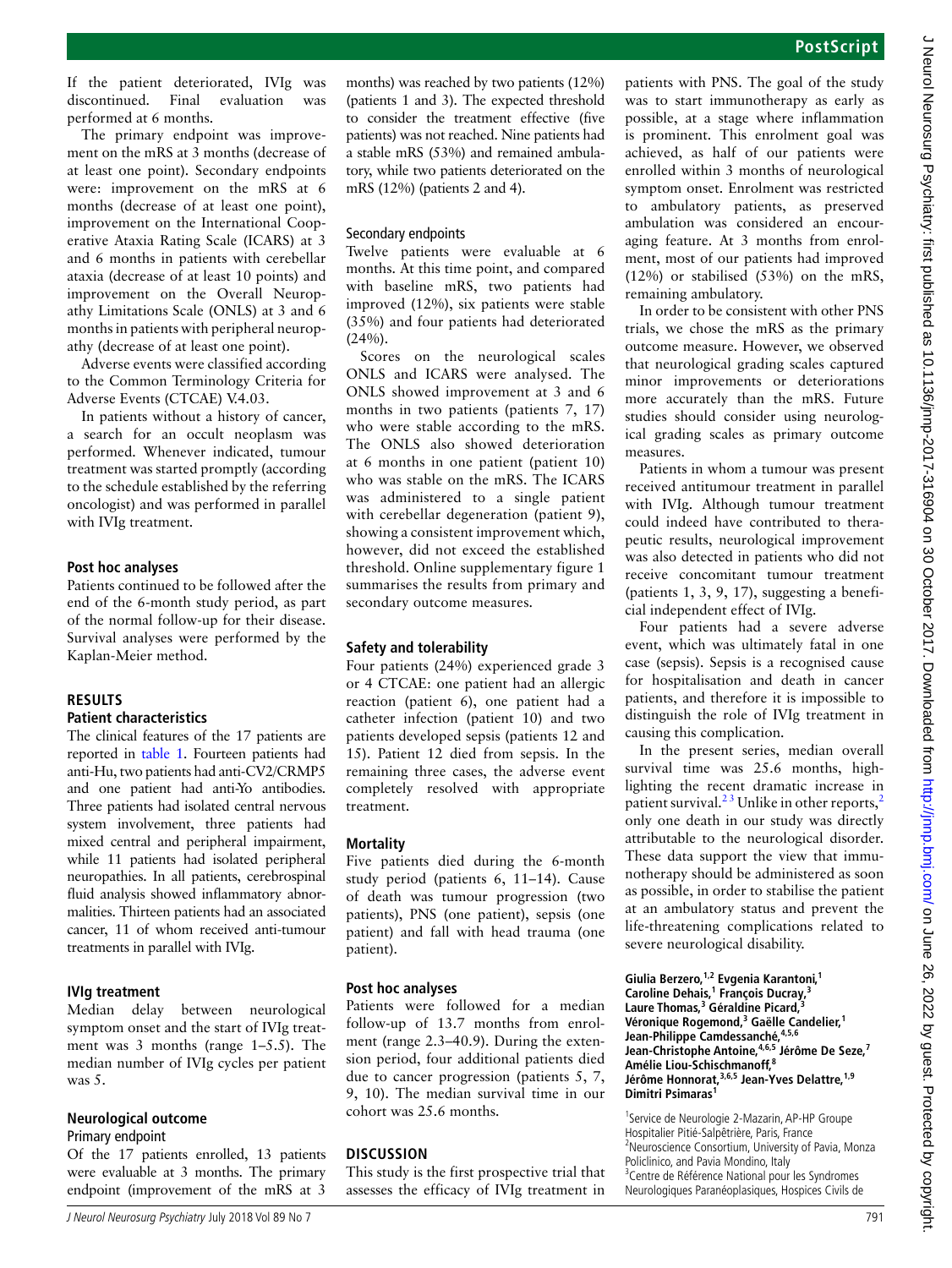If the patient deteriorated, IVIg was discontinued. Final evaluation was performed at 6 months.

The primary endpoint was improvement on the mRS at 3 months (decrease of at least one point). Secondary endpoints were: improvement on the mRS at 6 months (decrease of at least one point), improvement on the International Cooperative Ataxia Rating Scale (ICARS) at 3 and 6 months in patients with cerebellar ataxia (decrease of at least 10 points) and improvement on the Overall Neuropathy Limitations Scale (ONLS) at 3 and 6 months in patients with peripheral neuropathy (decrease of at least one point).

Adverse events were classified according to the Common Terminology Criteria for Adverse Events (CTCAE) V.4.03.

In patients without a history of cancer, a search for an occult neoplasm was performed. Whenever indicated, tumour treatment was started promptly (according to the schedule established by the referring oncologist) and was performed in parallel with IVIg treatment.

### Post hoc analyses

Patients continued to be followed after the end of the 6-month study period, as part of the normal follow-up for their disease. Survival analyses were performed by the Kaplan-Meier method.

## RESULTS

### Patient characteristics

The clinical features of the 17 patients are reported in table 1. Fourteen patients had anti-Hu, two patients had anti-CV2/CRMP5 and one patient had anti-Yo antibodies. Three patients had isolated central nervous system involvement, three patients had mixed central and peripheral impairment, while 11 patients had isolated peripheral neuropathies. In all patients, cerebrospinal fluid analysis showed inflammatory abnormalities. Thirteen patients had an associated cancer, 11 of whom received anti-tumour treatments in parallel with IVIg.

### IVIg treatment

Median delay between neurological symptom onset and the start of IVIg treatment was 3 months (range 1–5.5). The median number of IVIg cycles per patient was 5.

### Neurological outcome

#### Primary endpoint

Of the 17 patients enrolled, 13 patients were evaluable at 3 months. The primary endpoint (improvement of the mRS at 3 months) was reached by two patients (12%) (patients 1 and 3). The expected threshold to consider the treatment effective (five patients) was not reached. Nine patients had a stable mRS (53%) and remained ambulatory, while two patients deteriorated on the mRS (12%) (patients 2 and 4).

#### Secondary endpoints

Twelve patients were evaluable at 6 months. At this time point, and compared with baseline mRS, two patients had improved (12%), six patients were stable (35%) and four patients had deteriorated (24%).

Scores on the neurological scales ONLS and ICARS were analysed. The ONLS showed improvement at 3 and 6 months in two patients (patients 7, 17) who were stable according to the mRS. The ONLS also showed deterioration at 6 months in one patient (patient 10) who was stable on the mRS. The ICARS was administered to a single patient with cerebellar degeneration (patient 9), showing a consistent improvement which, however, did not exceed the established threshold. Online supplementary figure 1 summarises the results from primary and secondary outcome measures.

### Safety and tolerability

Four patients (24%) experienced grade 3 or 4 CTCAE: one patient had an allergic reaction (patient 6), one patient had a catheter infection (patient 10) and two patients developed sepsis (patients 12 and 15). Patient 12 died from sepsis. In the remaining three cases, the adverse event completely resolved with appropriate treatment.

### Mortality

Five patients died during the 6-month study period (patients 6, 11–14). Cause of death was tumour progression (two patients), PNS (one patient), sepsis (one patient) and fall with head trauma (one patient).

### Post hoc analyses

Patients were followed for a median follow-up of 13.7 months from enrolment (range 2.3–40.9). During the extension period, four additional patients died due to cancer progression (patients 5, 7, 9, 10). The median survival time in our cohort was 25.6 months.

## DISCUSSION

This study is the first prospective trial that assesses the efficacy of IVIg treatment in patients with PNS. The goal of the study was to start immunotherapy as early as possible, at a stage where inflammation is prominent. This enrolment goal was achieved, as half of our patients were enrolled within 3 months of neurological symptom onset. Enrolment was restricted to ambulatory patients, as preserved ambulation was considered an encouraging feature. At 3 months from enrolment, most of our patients had improved (12%) or stabilised (53%) on the mRS, remaining ambulatory.

In order to be consistent with other PNS trials, we chose the mRS as the primary outcome measure. However, we observed that neurological grading scales captured minor improvements or deteriorations more accurately than the mRS. Future studies should consider using neurological grading scales as primary outcome measures.

Patients in whom a tumour was present received antitumour treatment in parallel with IVIg. Although tumour treatment could indeed have contributed to therapeutic results, neurological improvement was also detected in patients who did not receive concomitant tumour treatment (patients 1, 3, 9, 17), suggesting a beneficial independent effect of IVIg.

Four patients had a severe adverse event, which was ultimately fatal in one case (sepsis). Sepsis is a recognised cause for hospitalisation and death in cancer patients, and therefore it is impossible to distinguish the role of IVIg treatment in causing this complication.

In the present series, median overall survival time was 25.6 months, highlighting the recent dramatic increase in patient survival.[2,3] Unlike in other reports,[2] only one death in our study was directly attributable to the neurological disorder. These data support the view that immunotherapy should be administered as soon as possible, in order to stabilise the patient at an ambulatory status and prevent the life-threatening complications related to severe neurological disability.

**Giulia Berzero,[1,2] Evgenia Karantoni,[1] Caroline Dehais,[1] François Ducray,[3] Laure Thomas,[3] Géraldine Picard,[3] Véronique Rogemond,[3] Gaëlle Candelier,[1] Jean-Philippe Camdessanché,[4,5,6] Jean-Christophe Antoine,[4,6,5] Jérôme De Seze,[7] Amélie Liou-Schischmanoff,[8] Jérôme Honnorat,[3,6,5] Jean-Yves Delattre,[1,9] Dimitri Psimaras[1]**

[1]Service de Neurologie 2-Mazarin, AP-HP Groupe Hospitalier Pitié-Salpêtrière, Paris, France
[2]Neuroscience Consortium, University of Pavia, Monza Policlinico, and Pavia Mondino, Italy
[3]Centre de Référence National pour les Syndromes Neurologiques Paranéoplasiques, Hospices Civils de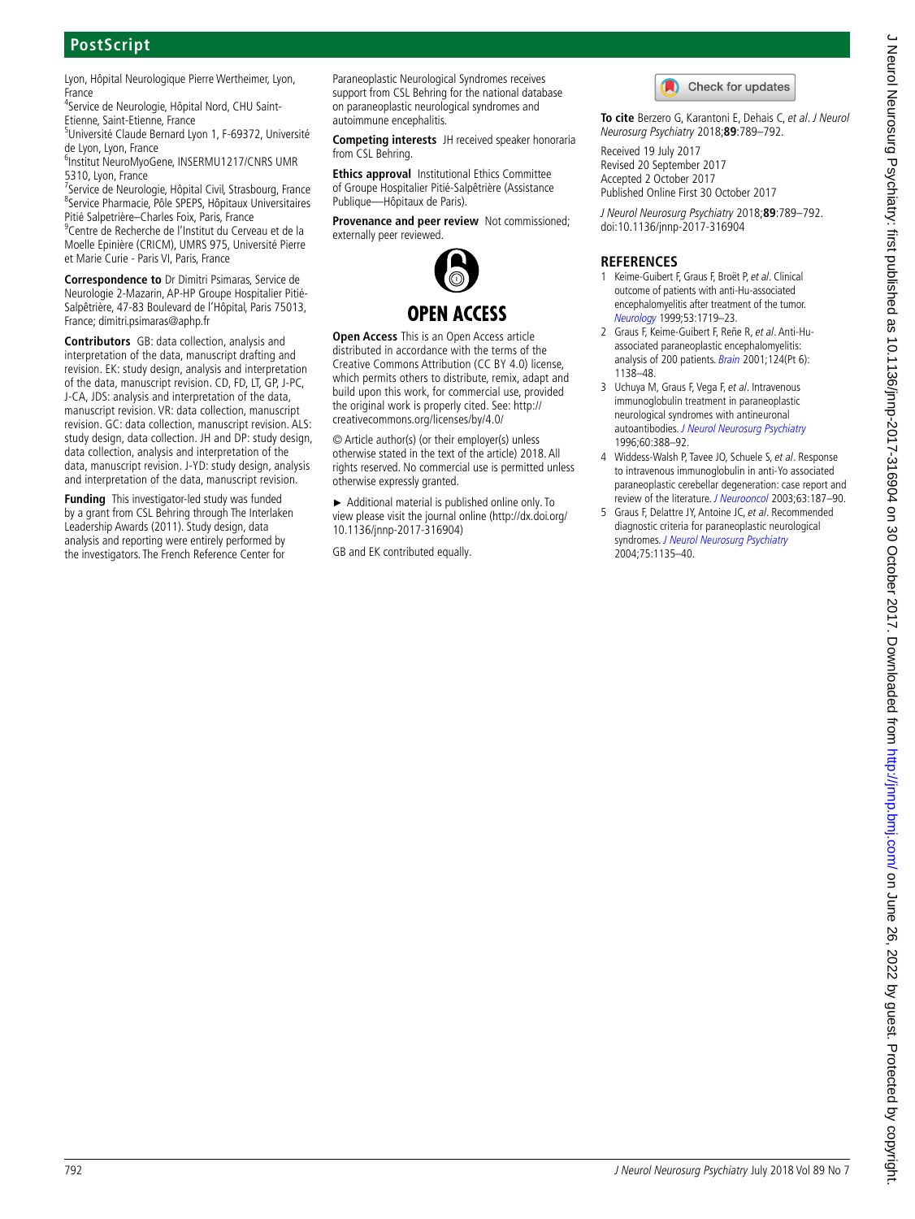Lyon, Hôpital Neurologique Pierre Wertheimer, Lyon, France
[4]Service de Neurologie, Hôpital Nord, CHU Saint-Etienne, Saint-Etienne, France
[5]Université Claude Bernard Lyon 1, F-69372, Université de Lyon, Lyon, France
[6]Institut NeuroMyoGene, INSERMU1217/CNRS UMR 5310, Lyon, France
[7]Service de Neurologie, Hôpital Civil, Strasbourg, France
[8]Service Pharmacie, Pôle SPEPS, Hôpitaux Universitaires Pitié Salpetrière–Charles Foix, Paris, France
[9]Centre de Recherche de l'Institut du Cerveau et de la Moelle Epinière (CRICM), UMRS 975, Université Pierre et Marie Curie - Paris VI, Paris, France

**Correspondence to** Dr Dimitri Psimaras, Service de Neurologie 2-Mazarin, AP-HP Groupe Hospitalier Pitié-Salpêtrière, 47-83 Boulevard de l'Hôpital, Paris 75013, France; dimitri.psimaras@aphp.fr

**Contributors** GB: data collection, analysis and interpretation of the data, manuscript drafting and revision. EK: study design, analysis and interpretation of the data, manuscript revision. CD, FD, LT, GP, J-PC, J-CA, JDS: analysis and interpretation of the data, manuscript revision. VR: data collection, manuscript revision. GC: data collection, manuscript revision. ALS: study design, data collection. JH and DP: study design, data collection, analysis and interpretation of the data, manuscript revision. J-YD: study design, analysis and interpretation of the data, manuscript revision.

**Funding** This investigator-led study was funded by a grant from CSL Behring through The Interlaken Leadership Awards (2011). Study design, data analysis and reporting were entirely performed by the investigators. The French Reference Center for Paraneoplastic Neurological Syndromes receives support from CSL Behring for the national database on paraneoplastic neurological syndromes and autoimmune encephalitis.

**Competing interests** JH received speaker honoraria from CSL Behring.

**Ethics approval** Institutional Ethics Committee of Groupe Hospitalier Pitié-Salpêtrière (Assistance Publique—Hôpitaux de Paris).

**Provenance and peer review** Not commissioned; externally peer reviewed.

**OPEN ACCESS**

**Open Access** This is an Open Access article distributed in accordance with the terms of the Creative Commons Attribution (CC BY 4.0) license, which permits others to distribute, remix, adapt and build upon this work, for commercial use, provided the original work is properly cited. See: http://creativecommons.org/licenses/by/4.0/

© Article author(s) (or their employer(s) unless otherwise stated in the text of the article) 2018. All rights reserved. No commercial use is permitted unless otherwise expressly granted.

► Additional material is published online only. To view please visit the journal online (http://dx.doi.org/10.1136/jnnp-2017-316904)

GB and EK contributed equally.

**To cite** Berzero G, Karantoni E, Dehais C, *et al*. *J Neurol Neurosurg Psychiatry* 2018;**89**:789–792.

Received 19 July 2017
Revised 20 September 2017
Accepted 2 October 2017
Published Online First 30 October 2017

*J Neurol Neurosurg Psychiatry* 2018;**89**:789–792. doi:10.1136/jnnp-2017-316904

## REFERENCES

1. Keime-Guibert F, Graus F, Broët P, *et al*. Clinical outcome of patients with anti-Hu-associated encephalomyelitis after treatment of the tumor. *Neurology* 1999;53:1719–23.
2. Graus F, Keime-Guibert F, Reñe R, *et al*. Anti-Hu-associated paraneoplastic encephalomyelitis: analysis of 200 patients. *Brain* 2001;124(Pt 6):1138–48.
3. Uchuya M, Graus F, Vega F, *et al*. Intravenous immunoglobulin treatment in paraneoplastic neurological syndromes with antineuronal autoantibodies. *J Neurol Neurosurg Psychiatry* 1996;60:388–92.
4. Widdess-Walsh P, Tavee JO, Schuele S, *et al*. Response to intravenous immunoglobulin in anti-Yo associated paraneoplastic cerebellar degeneration: case report and review of the literature. *J Neurooncol* 2003;63:187–90.
5. Graus F, Delattre JY, Antoine JC, *et al*. Recommended diagnostic criteria for paraneoplastic neurological syndromes. *J Neurol Neurosurg Psychiatry* 2004;75:1135–40.